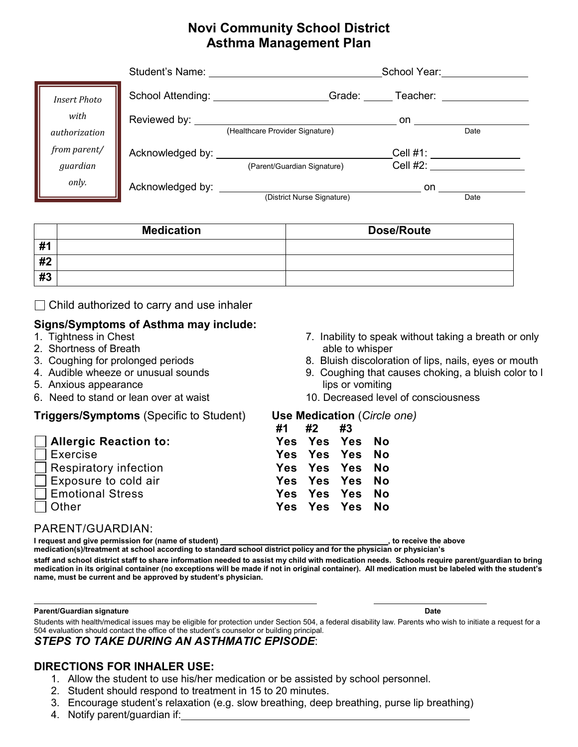# Novi Community School District
# Asthma Management Plan

*Insert Photo with authorization from parent/ guardian only.*

Student's Name: ______________________________ School Year: ______________

School Attending: ____________________ Grade: _____ Teacher: ______________

Reviewed by: ______________________________ on ______________
(Healthcare Provider Signature) Date

Acknowledged by: ______________________________ Cell #1: ______________
(Parent/Guardian Signature) Cell #2: ______________

Acknowledged by: ______________________________ on ______________
(District Nurse Signature) Date

| | Medication | Dose/Route |
|---|---|---|
| #1 | | |
| #2 | | |
| #3 | | |

☐ Child authorized to carry and use inhaler

## Signs/Symptoms of Asthma may include:

1. Tightness in Chest
2. Shortness of Breath
3. Coughing for prolonged periods
4. Audible wheeze or unusual sounds
5. Anxious appearance
6. Need to stand or lean over at waist
7. Inability to speak without taking a breath or only able to whisper
8. Bluish discoloration of lips, nails, eyes or mouth
9. Coughing that causes choking, a bluish color to l lips or vomiting
10. Decreased level of consciousness

| **Triggers/Symptoms** (Specific to Student) | **Use Medication** (*Circle one*) #1 | #2 | #3 | |
|---|---|---|---|---|
| ☐ **Allergic Reaction to:** | Yes | Yes | Yes | No |
| ☐ Exercise | Yes | Yes | Yes | No |
| ☐ Respiratory infection | Yes | Yes | Yes | No |
| ☐ Exposure to cold air | Yes | Yes | Yes | No |
| ☐ Emotional Stress | Yes | Yes | Yes | No |
| ☐ Other | Yes | Yes | Yes | No |

PARENT/GUARDIAN:

**I request and give permission for (name of student) ______________________________, to receive the above medication(s)/treatment at school according to standard school district policy and for the physician or physician's staff and school district staff to share information needed to assist my child with medication needs. Schools require parent/guardian to bring medication in its original container (no exceptions will be made if not in original container). All medication must be labeled with the student's name, must be current and be approved by student's physician.**

______________________________________________ ____________________

**Parent/Guardian signature** **Date**

Students with health/medical issues may be eligible for protection under Section 504, a federal disability law. Parents who wish to initiate a request for a 504 evaluation should contact the office of the student's counselor or building principal.

***STEPS TO TAKE DURING AN ASTHMATIC EPISODE***:

## DIRECTIONS FOR INHALER USE:

1. Allow the student to use his/her medication or be assisted by school personnel.
2. Student should respond to treatment in 15 to 20 minutes.
3. Encourage student's relaxation (e.g. slow breathing, deep breathing, purse lip breathing)
4. Notify parent/guardian if: ______________________________________________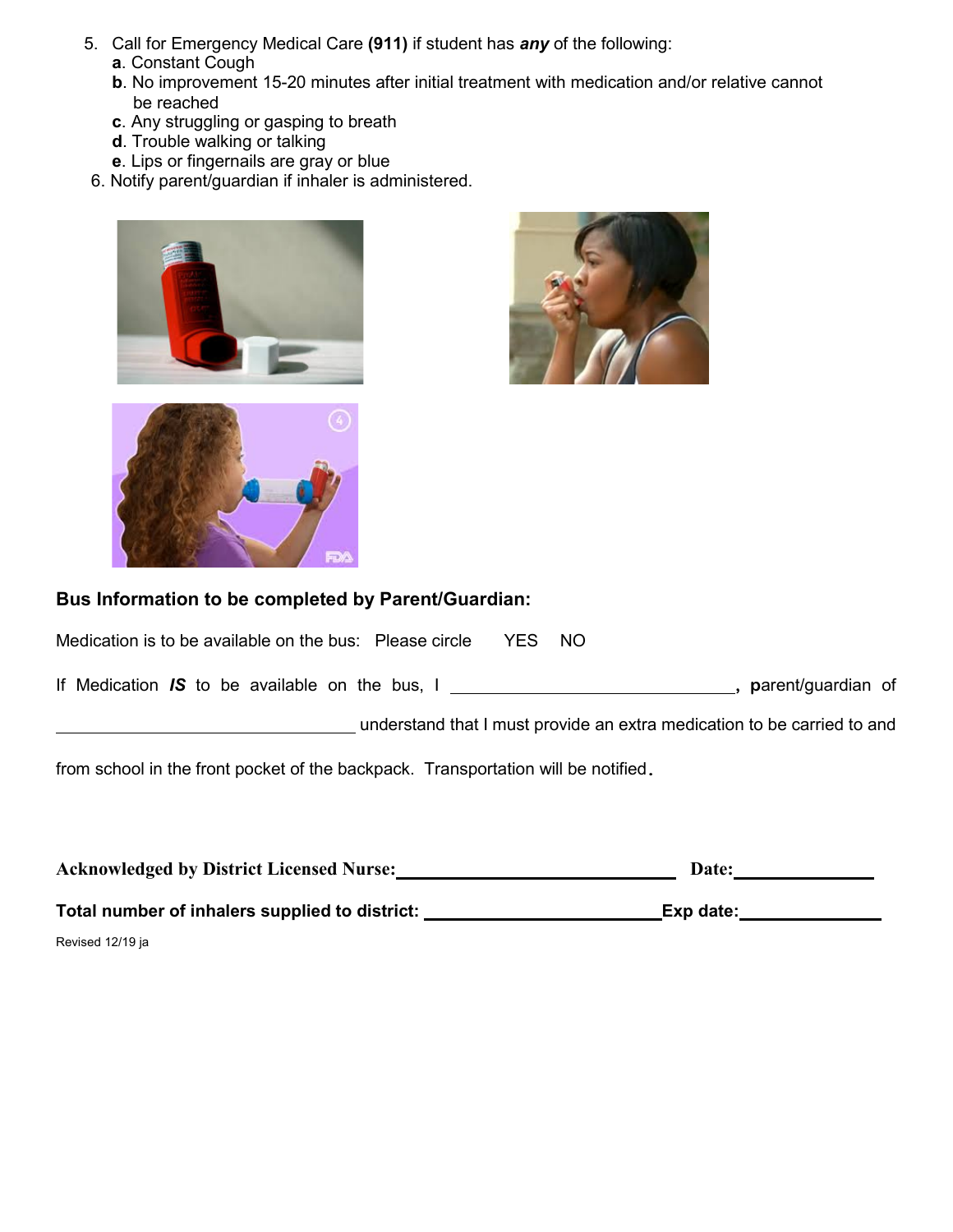5. Call for Emergency Medical Care **(911)** if student has ***any*** of the following:
   **a**. Constant Cough
   **b**. No improvement 15-20 minutes after initial treatment with medication and/or relative cannot be reached
   **c**. Any struggling or gasping to breath
   **d**. Trouble walking or talking
   **e**. Lips or fingernails are gray or blue
6. Notify parent/guardian if inhaler is administered.

**Bus Information to be completed by Parent/Guardian:**

Medication is to be available on the bus: Please circle YES NO

If Medication ***IS*** to be available on the bus, I ______________________________, **p**arent/guardian of ______________________________ understand that I must provide an extra medication to be carried to and from school in the front pocket of the backpack. Transportation will be notified.

**Acknowledged by District Licensed Nurse:**______________________________ **Date:**______________

**Total number of inhalers supplied to district:** ________________________**Exp date:**______________

Revised 12/19 ja